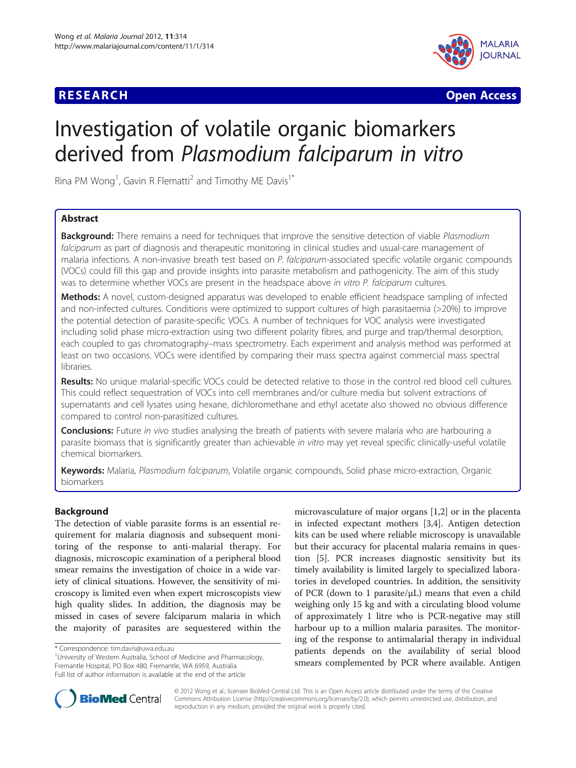**RESEARCH** **Open Access**

# Investigation of volatile organic biomarkers derived from *Plasmodium falciparum in vitro*

Rina PM Wong[1], Gavin R Flematti[2] and Timothy ME Davis[1*]

## Abstract

**Background:** There remains a need for techniques that improve the sensitive detection of viable *Plasmodium falciparum* as part of diagnosis and therapeutic monitoring in clinical studies and usual-care management of malaria infections. A non-invasive breath test based on *P. falciparum*-associated specific volatile organic compounds (VOCs) could fill this gap and provide insights into parasite metabolism and pathogenicity. The aim of this study was to determine whether VOCs are present in the headspace above *in vitro P. falciparum* cultures.

**Methods:** A novel, custom-designed apparatus was developed to enable efficient headspace sampling of infected and non-infected cultures. Conditions were optimized to support cultures of high parasitaemia (>20%) to improve the potential detection of parasite-specific VOCs. A number of techniques for VOC analysis were investigated including solid phase micro-extraction using two different polarity fibres, and purge and trap/thermal desorption, each coupled to gas chromatography–mass spectrometry. Each experiment and analysis method was performed at least on two occasions. VOCs were identified by comparing their mass spectra against commercial mass spectral libraries.

**Results:** No unique malarial-specific VOCs could be detected relative to those in the control red blood cell cultures. This could reflect sequestration of VOCs into cell membranes and/or culture media but solvent extractions of supernatants and cell lysates using hexane, dichloromethane and ethyl acetate also showed no obvious difference compared to control non-parasitized cultures.

**Conclusions:** Future *in vivo* studies analysing the breath of patients with severe malaria who are harbouring a parasite biomass that is significantly greater than achievable *in vitro* may yet reveal specific clinically-useful volatile chemical biomarkers.

**Keywords:** Malaria, *Plasmodium falciparum*, Volatile organic compounds, Solid phase micro-extraction, Organic biomarkers

## Background

The detection of viable parasite forms is an essential requirement for malaria diagnosis and subsequent monitoring of the response to anti-malarial therapy. For diagnosis, microscopic examination of a peripheral blood smear remains the investigation of choice in a wide variety of clinical situations. However, the sensitivity of microscopy is limited even when expert microscopists view high quality slides. In addition, the diagnosis may be missed in cases of severe falciparum malaria in which the majority of parasites are sequestered within the microvasculature of major organs [1,2] or in the placenta in infected expectant mothers [3,4]. Antigen detection kits can be used where reliable microscopy is unavailable but their accuracy for placental malaria remains in question [5]. PCR increases diagnostic sensitivity but its timely availability is limited largely to specialized laboratories in developed countries. In addition, the sensitivity of PCR (down to 1 parasite/μL) means that even a child weighing only 15 kg and with a circulating blood volume of approximately 1 litre who is PCR-negative may still harbour up to a million malaria parasites. The monitoring of the response to antimalarial therapy in individual patients depends on the availability of serial blood smears complemented by PCR where available. Antigen

\* Correspondence: tim.davis@uwa.edu.au

[1]University of Western Australia, School of Medicine and Pharmacology, Fremantle Hospital, PO Box 480, Fremantle, WA 6959, Australia

Full list of author information is available at the end of the article

© 2012 Wong et al.; licensee BioMed Central Ltd. This is an Open Access article distributed under the terms of the Creative Commons Attribution License (http://creativecommons.org/licenses/by/2.0), which permits unrestricted use, distribution, and reproduction in any medium, provided the original work is properly cited.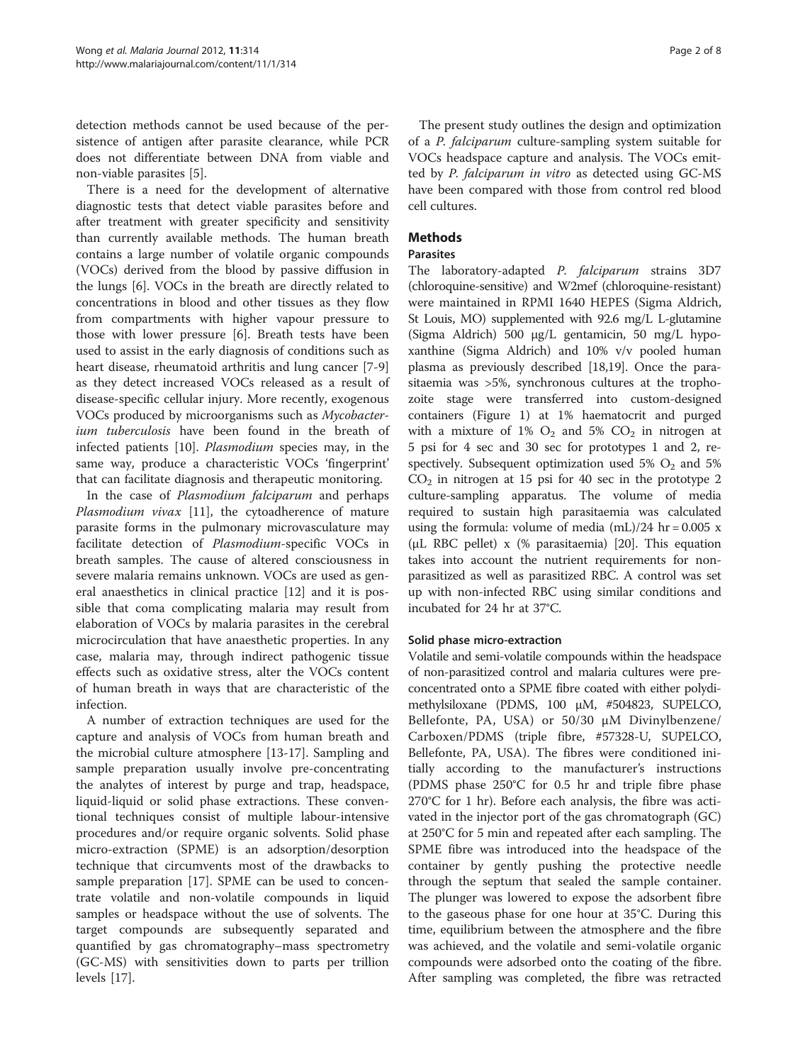detection methods cannot be used because of the persistence of antigen after parasite clearance, while PCR does not differentiate between DNA from viable and non-viable parasites [5].

There is a need for the development of alternative diagnostic tests that detect viable parasites before and after treatment with greater specificity and sensitivity than currently available methods. The human breath contains a large number of volatile organic compounds (VOCs) derived from the blood by passive diffusion in the lungs [6]. VOCs in the breath are directly related to concentrations in blood and other tissues as they flow from compartments with higher vapour pressure to those with lower pressure [6]. Breath tests have been used to assist in the early diagnosis of conditions such as heart disease, rheumatoid arthritis and lung cancer [7-9] as they detect increased VOCs released as a result of disease-specific cellular injury. More recently, exogenous VOCs produced by microorganisms such as *Mycobacterium tuberculosis* have been found in the breath of infected patients [10]. *Plasmodium* species may, in the same way, produce a characteristic VOCs 'fingerprint' that can facilitate diagnosis and therapeutic monitoring.

In the case of *Plasmodium falciparum* and perhaps *Plasmodium vivax* [11], the cytoadherence of mature parasite forms in the pulmonary microvasculature may facilitate detection of *Plasmodium*-specific VOCs in breath samples. The cause of altered consciousness in severe malaria remains unknown. VOCs are used as general anaesthetics in clinical practice [12] and it is possible that coma complicating malaria may result from elaboration of VOCs by malaria parasites in the cerebral microcirculation that have anaesthetic properties. In any case, malaria may, through indirect pathogenic tissue effects such as oxidative stress, alter the VOCs content of human breath in ways that are characteristic of the infection.

A number of extraction techniques are used for the capture and analysis of VOCs from human breath and the microbial culture atmosphere [13-17]. Sampling and sample preparation usually involve pre-concentrating the analytes of interest by purge and trap, headspace, liquid-liquid or solid phase extractions. These conventional techniques consist of multiple labour-intensive procedures and/or require organic solvents. Solid phase micro-extraction (SPME) is an adsorption/desorption technique that circumvents most of the drawbacks to sample preparation [17]. SPME can be used to concentrate volatile and non-volatile compounds in liquid samples or headspace without the use of solvents. The target compounds are subsequently separated and quantified by gas chromatography–mass spectrometry (GC-MS) with sensitivities down to parts per trillion levels [17].

The present study outlines the design and optimization of a *P. falciparum* culture-sampling system suitable for VOCs headspace capture and analysis. The VOCs emitted by *P. falciparum in vitro* as detected using GC-MS have been compared with those from control red blood cell cultures.

## Methods

### Parasites

The laboratory-adapted *P. falciparum* strains 3D7 (chloroquine-sensitive) and W2mef (chloroquine-resistant) were maintained in RPMI 1640 HEPES (Sigma Aldrich, St Louis, MO) supplemented with 92.6 mg/L L-glutamine (Sigma Aldrich) 500 μg/L gentamicin, 50 mg/L hypoxanthine (Sigma Aldrich) and 10% v/v pooled human plasma as previously described [18,19]. Once the parasitaemia was >5%, synchronous cultures at the trophozoite stage were transferred into custom-designed containers (Figure 1) at 1% haematocrit and purged with a mixture of 1% $O_2$ and 5% $CO_2$ in nitrogen at 5 psi for 4 sec and 30 sec for prototypes 1 and 2, respectively. Subsequent optimization used 5% $O_2$ and 5% $CO_2$ in nitrogen at 15 psi for 40 sec in the prototype 2 culture-sampling apparatus. The volume of media required to sustain high parasitaemia was calculated using the formula: volume of media (mL)/24 hr = 0.005 x (μL RBC pellet) x (% parasitaemia) [20]. This equation takes into account the nutrient requirements for non-parasitized as well as parasitized RBC. A control was set up with non-infected RBC using similar conditions and incubated for 24 hr at 37°C.

### Solid phase micro-extraction

Volatile and semi-volatile compounds within the headspace of non-parasitized control and malaria cultures were pre-concentrated onto a SPME fibre coated with either polydimethylsiloxane (PDMS, 100 μM, #504823, SUPELCO, Bellefonte, PA, USA) or 50/30 μM Divinylbenzene/ Carboxen/PDMS (triple fibre, #57328-U, SUPELCO, Bellefonte, PA, USA). The fibres were conditioned initially according to the manufacturer's instructions (PDMS phase 250°C for 0.5 hr and triple fibre phase 270°C for 1 hr). Before each analysis, the fibre was activated in the injector port of the gas chromatograph (GC) at 250°C for 5 min and repeated after each sampling. The SPME fibre was introduced into the headspace of the container by gently pushing the protective needle through the septum that sealed the sample container. The plunger was lowered to expose the adsorbent fibre to the gaseous phase for one hour at 35°C. During this time, equilibrium between the atmosphere and the fibre was achieved, and the volatile and semi-volatile organic compounds were adsorbed onto the coating of the fibre. After sampling was completed, the fibre was retracted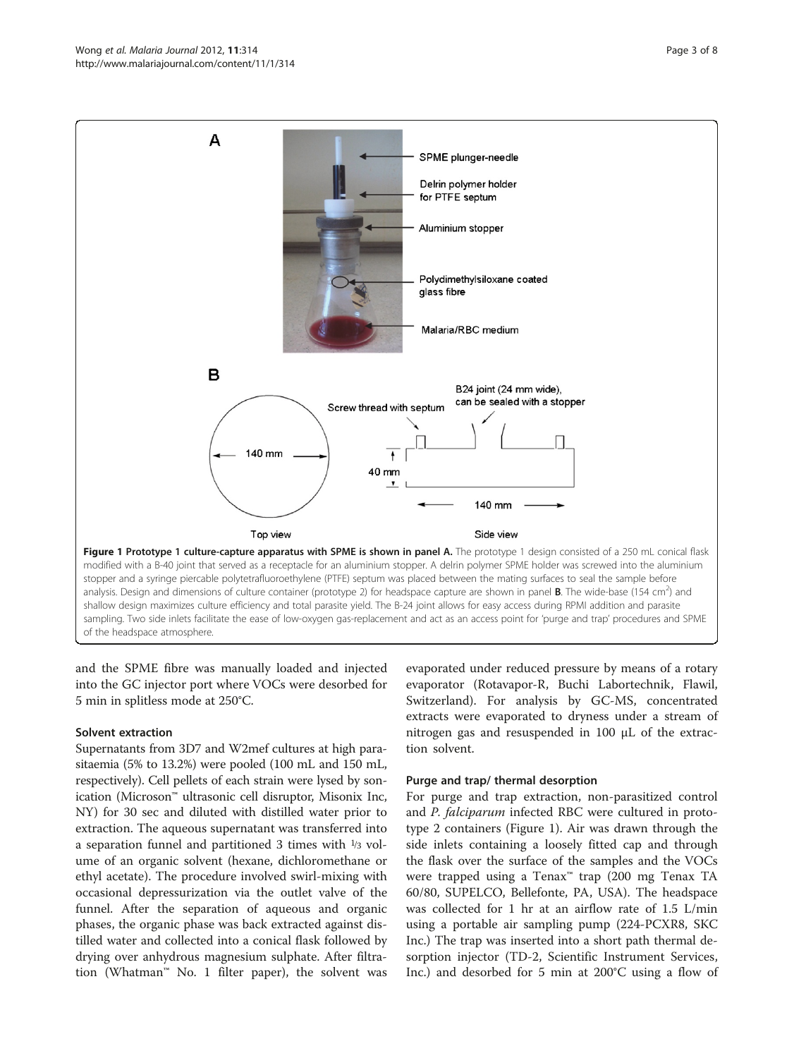**Figure 1 Prototype 1 culture-capture apparatus with SPME is shown in panel A.** The prototype 1 design consisted of a 250 mL conical flask modified with a B-40 joint that served as a receptacle for an aluminium stopper. A delrin polymer SPME holder was screwed into the aluminium stopper and a syringe piercable polytetrafluoroethylene (PTFE) septum was placed between the mating surfaces to seal the sample before analysis. Design and dimensions of culture container (prototype 2) for headspace capture are shown in panel **B**. The wide-base (154 cm$^2$) and shallow design maximizes culture efficiency and total parasite yield. The B-24 joint allows for easy access during RPMI addition and parasite sampling. Two side inlets facilitate the ease of low-oxygen gas-replacement and act as an access point for 'purge and trap' procedures and SPME of the headspace atmosphere.

and the SPME fibre was manually loaded and injected into the GC injector port where VOCs were desorbed for 5 min in splitless mode at 250°C.

### Solvent extraction

Supernatants from 3D7 and W2mef cultures at high parasitaemia (5% to 13.2%) were pooled (100 mL and 150 mL, respectively). Cell pellets of each strain were lysed by sonication (Microson™ ultrasonic cell disruptor, Misonix Inc, NY) for 30 sec and diluted with distilled water prior to extraction. The aqueous supernatant was transferred into a separation funnel and partitioned 3 times with ⅓ volume of an organic solvent (hexane, dichloromethane or ethyl acetate). The procedure involved swirl-mixing with occasional depressurization via the outlet valve of the funnel. After the separation of aqueous and organic phases, the organic phase was back extracted against distilled water and collected into a conical flask followed by drying over anhydrous magnesium sulphate. After filtration (Whatman™ No. 1 filter paper), the solvent was evaporated under reduced pressure by means of a rotary evaporator (Rotavapor-R, Buchi Labortechnik, Flawil, Switzerland). For analysis by GC-MS, concentrated extracts were evaporated to dryness under a stream of nitrogen gas and resuspended in 100 μL of the extraction solvent.

### Purge and trap/ thermal desorption

For purge and trap extraction, non-parasitized control and *P. falciparum* infected RBC were cultured in prototype 2 containers (Figure 1). Air was drawn through the side inlets containing a loosely fitted cap and through the flask over the surface of the samples and the VOCs were trapped using a Tenax™ trap (200 mg Tenax TA 60/80, SUPELCO, Bellefonte, PA, USA). The headspace was collected for 1 hr at an airflow rate of 1.5 L/min using a portable air sampling pump (224-PCXR8, SKC Inc.) The trap was inserted into a short path thermal desorption injector (TD-2, Scientific Instrument Services, Inc.) and desorbed for 5 min at 200°C using a flow of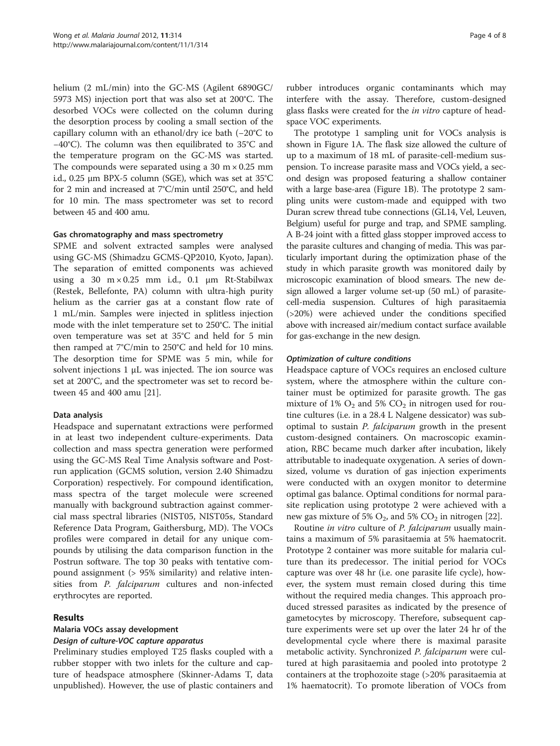helium (2 mL/min) into the GC-MS (Agilent 6890GC/5973 MS) injection port that was also set at 200°C. The desorbed VOCs were collected on the column during the desorption process by cooling a small section of the capillary column with an ethanol/dry ice bath (−20°C to −40°C). The column was then equilibrated to 35°C and the temperature program on the GC-MS was started. The compounds were separated using a 30 m × 0.25 mm i.d., 0.25 μm BPX-5 column (SGE), which was set at 35°C for 2 min and increased at 7°C/min until 250°C, and held for 10 min. The mass spectrometer was set to record between 45 and 400 amu.

#### Gas chromatography and mass spectrometry

SPME and solvent extracted samples were analysed using GC-MS (Shimadzu GCMS-QP2010, Kyoto, Japan). The separation of emitted components was achieved using a 30 m × 0.25 mm i.d., 0.1 μm Rt-Stabilwax (Restek, Bellefonte, PA) column with ultra-high purity helium as the carrier gas at a constant flow rate of 1 mL/min. Samples were injected in splitless injection mode with the inlet temperature set to 250°C. The initial oven temperature was set at 35°C and held for 5 min then ramped at 7°C/min to 250°C and held for 10 mins. The desorption time for SPME was 5 min, while for solvent injections 1 μL was injected. The ion source was set at 200°C, and the spectrometer was set to record between 45 and 400 amu [21].

#### Data analysis

Headspace and supernatant extractions were performed in at least two independent culture-experiments. Data collection and mass spectra generation were performed using the GC-MS Real Time Analysis software and Postrun application (GCMS solution, version 2.40 Shimadzu Corporation) respectively. For compound identification, mass spectra of the target molecule were screened manually with background subtraction against commercial mass spectral libraries (NIST05, NIST05s, Standard Reference Data Program, Gaithersburg, MD). The VOCs profiles were compared in detail for any unique compounds by utilising the data comparison function in the Postrun software. The top 30 peaks with tentative compound assignment (> 95% similarity) and relative intensities from *P. falciparum* cultures and non-infected erythrocytes are reported.

## Results

### Malaria VOCs assay development

#### *Design of culture-VOC capture apparatus*

Preliminary studies employed T25 flasks coupled with a rubber stopper with two inlets for the culture and capture of headspace atmosphere (Skinner-Adams T, data unpublished). However, the use of plastic containers and rubber introduces organic contaminants which may interfere with the assay. Therefore, custom-designed glass flasks were created for the *in vitro* capture of headspace VOC experiments.

The prototype 1 sampling unit for VOCs analysis is shown in Figure 1A. The flask size allowed the culture of up to a maximum of 18 mL of parasite-cell-medium suspension. To increase parasite mass and VOCs yield, a second design was proposed featuring a shallow container with a large base-area (Figure 1B). The prototype 2 sampling units were custom-made and equipped with two Duran screw thread tube connections (GL14, Vel, Leuven, Belgium) useful for purge and trap, and SPME sampling. A B-24 joint with a fitted glass stopper improved access to the parasite cultures and changing of media. This was particularly important during the optimization phase of the study in which parasite growth was monitored daily by microscopic examination of blood smears. The new design allowed a larger volume set-up (50 mL) of parasite-cell-media suspension. Cultures of high parasitaemia (>20%) were achieved under the conditions specified above with increased air/medium contact surface available for gas-exchange in the new design.

#### *Optimization of culture conditions*

Headspace capture of VOCs requires an enclosed culture system, where the atmosphere within the culture container must be optimized for parasite growth. The gas mixture of 1% $O_2$ and 5% $CO_2$ in nitrogen used for routine cultures (i.e. in a 28.4 L Nalgene dessicator) was suboptimal to sustain *P. falciparum* growth in the present custom-designed containers. On macroscopic examination, RBC became much darker after incubation, likely attributable to inadequate oxygenation. A series of downsized, volume vs duration of gas injection experiments were conducted with an oxygen monitor to determine optimal gas balance. Optimal conditions for normal parasite replication using prototype 2 were achieved with a new gas mixture of 5% $O_2$, and 5% $CO_2$ in nitrogen [22].

Routine *in vitro* culture of *P. falciparum* usually maintains a maximum of 5% parasitaemia at 5% haematocrit. Prototype 2 container was more suitable for malaria culture than its predecessor. The initial period for VOCs capture was over 48 hr (i.e. one parasite life cycle), however, the system must remain closed during this time without the required media changes. This approach produced stressed parasites as indicated by the presence of gametocytes by microscopy. Therefore, subsequent capture experiments were set up over the later 24 hr of the developmental cycle where there is maximal parasite metabolic activity. Synchronized *P. falciparum* were cultured at high parasitaemia and pooled into prototype 2 containers at the trophozoite stage (>20% parasitaemia at 1% haematocrit). To promote liberation of VOCs from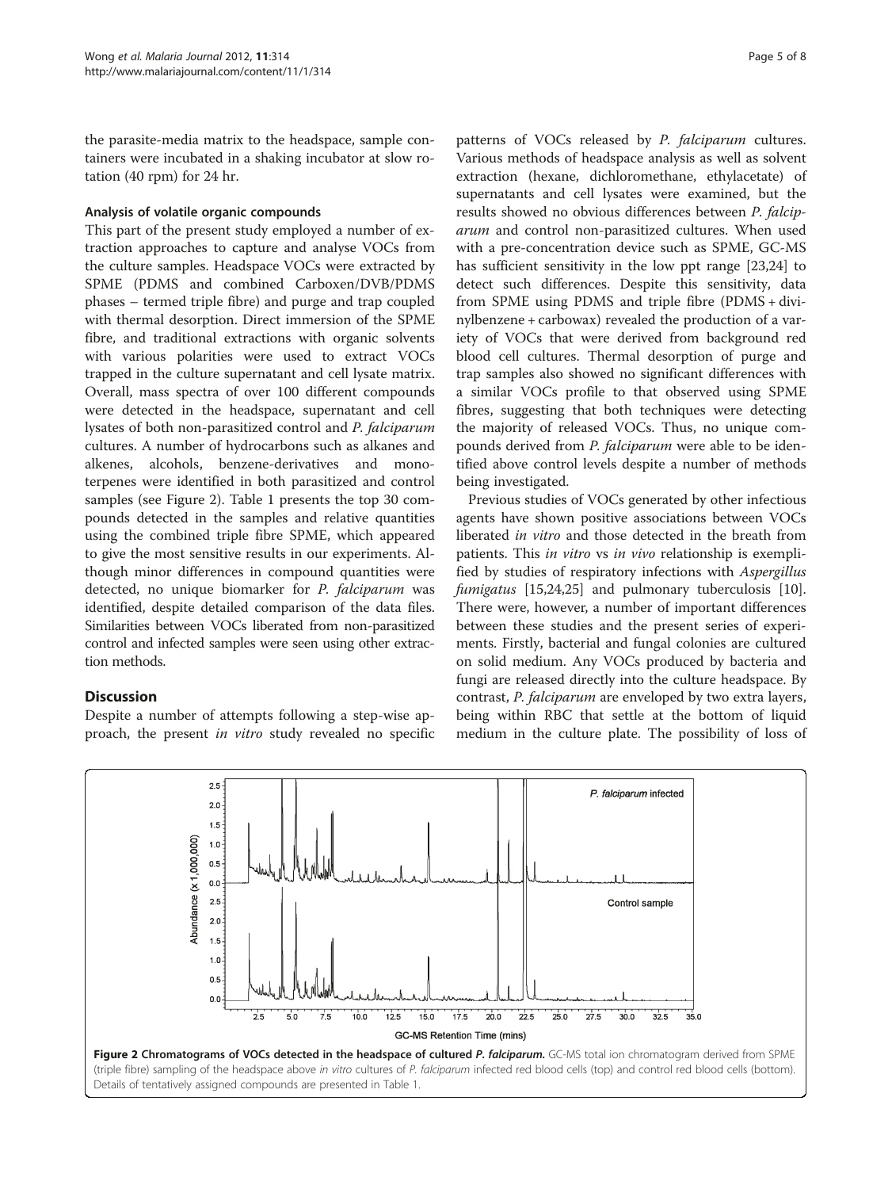the parasite-media matrix to the headspace, sample containers were incubated in a shaking incubator at slow rotation (40 rpm) for 24 hr.

### Analysis of volatile organic compounds

This part of the present study employed a number of extraction approaches to capture and analyse VOCs from the culture samples. Headspace VOCs were extracted by SPME (PDMS and combined Carboxen/DVB/PDMS phases – termed triple fibre) and purge and trap coupled with thermal desorption. Direct immersion of the SPME fibre, and traditional extractions with organic solvents with various polarities were used to extract VOCs trapped in the culture supernatant and cell lysate matrix. Overall, mass spectra of over 100 different compounds were detected in the headspace, supernatant and cell lysates of both non-parasitized control and *P. falciparum* cultures. A number of hydrocarbons such as alkanes and alkenes, alcohols, benzene-derivatives and monoterpenes were identified in both parasitized and control samples (see Figure 2). Table 1 presents the top 30 compounds detected in the samples and relative quantities using the combined triple fibre SPME, which appeared to give the most sensitive results in our experiments. Although minor differences in compound quantities were detected, no unique biomarker for *P. falciparum* was identified, despite detailed comparison of the data files. Similarities between VOCs liberated from non-parasitized control and infected samples were seen using other extraction methods.

## Discussion

Despite a number of attempts following a step-wise approach, the present *in vitro* study revealed no specific patterns of VOCs released by *P. falciparum* cultures. Various methods of headspace analysis as well as solvent extraction (hexane, dichloromethane, ethylacetate) of supernatants and cell lysates were examined, but the results showed no obvious differences between *P. falciparum* and control non-parasitized cultures. When used with a pre-concentration device such as SPME, GC-MS has sufficient sensitivity in the low ppt range [23,24] to detect such differences. Despite this sensitivity, data from SPME using PDMS and triple fibre (PDMS + divinylbenzene + carbowax) revealed the production of a variety of VOCs that were derived from background red blood cell cultures. Thermal desorption of purge and trap samples also showed no significant differences with a similar VOCs profile to that observed using SPME fibres, suggesting that both techniques were detecting the majority of released VOCs. Thus, no unique compounds derived from *P. falciparum* were able to be identified above control levels despite a number of methods being investigated.

Previous studies of VOCs generated by other infectious agents have shown positive associations between VOCs liberated *in vitro* and those detected in the breath from patients. This *in vitro* vs *in vivo* relationship is exemplified by studies of respiratory infections with *Aspergillus fumigatus* [15,24,25] and pulmonary tuberculosis [10]. There were, however, a number of important differences between these studies and the present series of experiments. Firstly, bacterial and fungal colonies are cultured on solid medium. Any VOCs produced by bacteria and fungi are released directly into the culture headspace. By contrast, *P. falciparum* are enveloped by two extra layers, being within RBC that settle at the bottom of liquid medium in the culture plate. The possibility of loss of

**Figure 2 Chromatograms of VOCs detected in the headspace of cultured *P. falciparum*.** GC-MS total ion chromatogram derived from SPME (triple fibre) sampling of the headspace above *in vitro* cultures of *P. falciparum* infected red blood cells (top) and control red blood cells (bottom). Details of tentatively assigned compounds are presented in Table 1.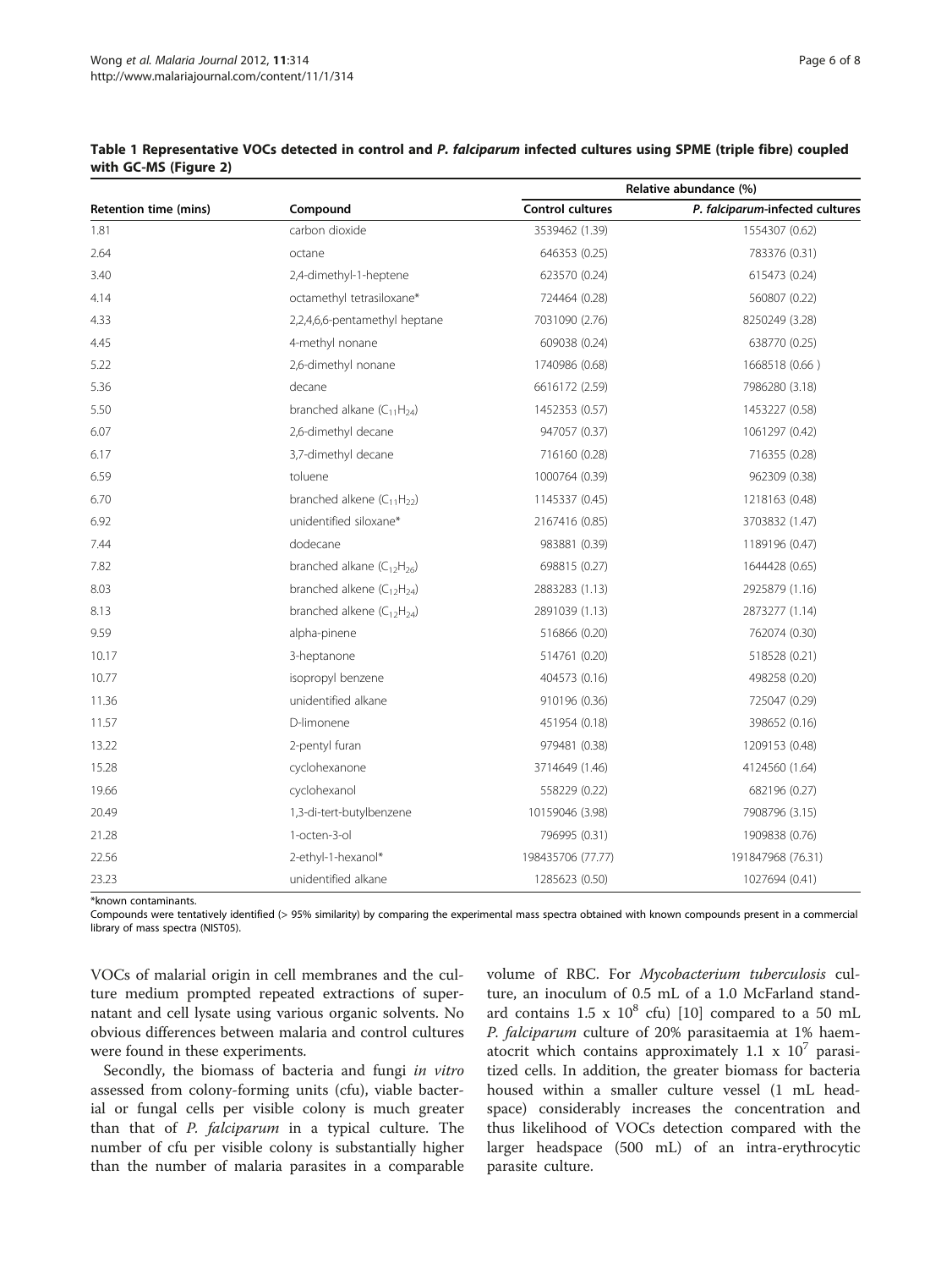**Table 1 Representative VOCs detected in control and *P. falciparum* infected cultures using SPME (triple fibre) coupled with GC-MS (Figure 2)**

| Retention time (mins) | Compound | Relative abundance (%) | |
|---|---|---|---|
| | | Control cultures | *P. falciparum*-infected cultures |
| 1.81 | carbon dioxide | 3539462 (1.39) | 1554307 (0.62) |
| 2.64 | octane | 646353 (0.25) | 783376 (0.31) |
| 3.40 | 2,4-dimethyl-1-heptene | 623570 (0.24) | 615473 (0.24) |
| 4.14 | octamethyl tetrasiloxane* | 724464 (0.28) | 560807 (0.22) |
| 4.33 | 2,2,4,6,6-pentamethyl heptane | 7031090 (2.76) | 8250249 (3.28) |
| 4.45 | 4-methyl nonane | 609038 (0.24) | 638770 (0.25) |
| 5.22 | 2,6-dimethyl nonane | 1740986 (0.68) | 1668518 (0.66 ) |
| 5.36 | decane | 6616172 (2.59) | 7986280 (3.18) |
| 5.50 | branched alkane ($C_{11}H_{24}$) | 1452353 (0.57) | 1453227 (0.58) |
| 6.07 | 2,6-dimethyl decane | 947057 (0.37) | 1061297 (0.42) |
| 6.17 | 3,7-dimethyl decane | 716160 (0.28) | 716355 (0.28) |
| 6.59 | toluene | 1000764 (0.39) | 962309 (0.38) |
| 6.70 | branched alkene ($C_{11}H_{22}$) | 1145337 (0.45) | 1218163 (0.48) |
| 6.92 | unidentified siloxane* | 2167416 (0.85) | 3703832 (1.47) |
| 7.44 | dodecane | 983881 (0.39) | 1189196 (0.47) |
| 7.82 | branched alkane ($C_{12}H_{26}$) | 698815 (0.27) | 1644428 (0.65) |
| 8.03 | branched alkene ($C_{12}H_{24}$) | 2883283 (1.13) | 2925879 (1.16) |
| 8.13 | branched alkene ($C_{12}H_{24}$) | 2891039 (1.13) | 2873277 (1.14) |
| 9.59 | alpha-pinene | 516866 (0.20) | 762074 (0.30) |
| 10.17 | 3-heptanone | 514761 (0.20) | 518528 (0.21) |
| 10.77 | isopropyl benzene | 404573 (0.16) | 498258 (0.20) |
| 11.36 | unidentified alkane | 910196 (0.36) | 725047 (0.29) |
| 11.57 | D-limonene | 451954 (0.18) | 398652 (0.16) |
| 13.22 | 2-pentyl furan | 979481 (0.38) | 1209153 (0.48) |
| 15.28 | cyclohexanone | 3714649 (1.46) | 4124560 (1.64) |
| 19.66 | cyclohexanol | 558229 (0.22) | 682196 (0.27) |
| 20.49 | 1,3-di-tert-butylbenzene | 10159046 (3.98) | 7908796 (3.15) |
| 21.28 | 1-octen-3-ol | 796995 (0.31) | 1909838 (0.76) |
| 22.56 | 2-ethyl-1-hexanol* | 198435706 (77.77) | 191847968 (76.31) |
| 23.23 | unidentified alkane | 1285623 (0.50) | 1027694 (0.41) |

*known contaminants.

Compounds were tentatively identified (> 95% similarity) by comparing the experimental mass spectra obtained with known compounds present in a commercial library of mass spectra (NIST05).

VOCs of malarial origin in cell membranes and the culture medium prompted repeated extractions of supernatant and cell lysate using various organic solvents. No obvious differences between malaria and control cultures were found in these experiments.

Secondly, the biomass of bacteria and fungi *in vitro* assessed from colony-forming units (cfu), viable bacterial or fungal cells per visible colony is much greater than that of *P. falciparum* in a typical culture. The number of cfu per visible colony is substantially higher than the number of malaria parasites in a comparable volume of RBC. For *Mycobacterium tuberculosis* culture, an inoculum of 0.5 mL of a 1.0 McFarland standard contains $1.5 \times 10^8$ cfu) [10] compared to a 50 mL *P. falciparum* culture of 20% parasitaemia at 1% haematocrit which contains approximately $1.1 \times 10^7$ parasitized cells. In addition, the greater biomass for bacteria housed within a smaller culture vessel (1 mL headspace) considerably increases the concentration and thus likelihood of VOCs detection compared with the larger headspace (500 mL) of an intra-erythrocytic parasite culture.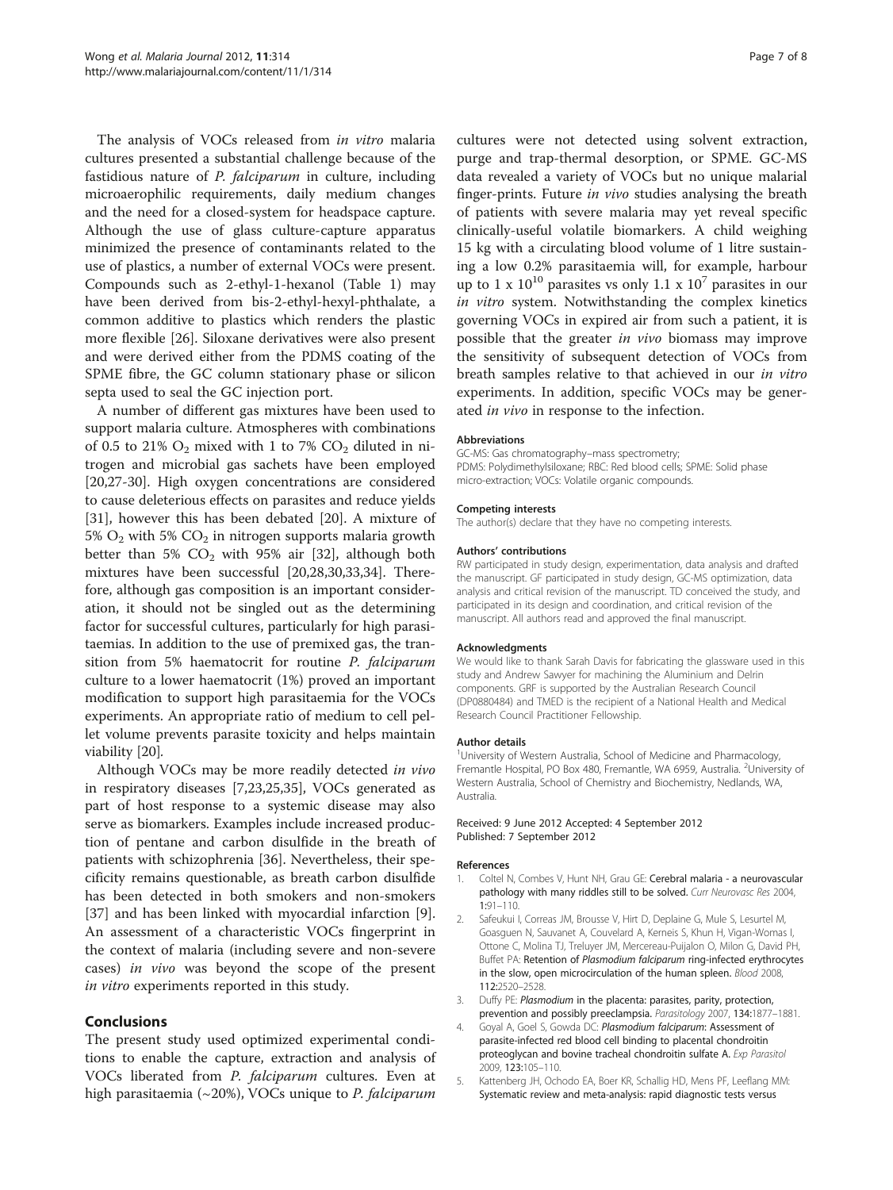The analysis of VOCs released from *in vitro* malaria cultures presented a substantial challenge because of the fastidious nature of *P. falciparum* in culture, including microaerophilic requirements, daily medium changes and the need for a closed-system for headspace capture. Although the use of glass culture-capture apparatus minimized the presence of contaminants related to the use of plastics, a number of external VOCs were present. Compounds such as 2-ethyl-1-hexanol (Table 1) may have been derived from bis-2-ethyl-hexyl-phthalate, a common additive to plastics which renders the plastic more flexible [26]. Siloxane derivatives were also present and were derived either from the PDMS coating of the SPME fibre, the GC column stationary phase or silicon septa used to seal the GC injection port.

A number of different gas mixtures have been used to support malaria culture. Atmospheres with combinations of 0.5 to 21% $O_2$ mixed with 1 to 7% $CO_2$ diluted in nitrogen and microbial gas sachets have been employed [20,27-30]. High oxygen concentrations are considered to cause deleterious effects on parasites and reduce yields [31], however this has been debated [20]. A mixture of 5% $O_2$ with 5% $CO_2$ in nitrogen supports malaria growth better than 5% $CO_2$ with 95% air [32], although both mixtures have been successful [20,28,30,33,34]. Therefore, although gas composition is an important consideration, it should not be singled out as the determining factor for successful cultures, particularly for high parasitaemias. In addition to the use of premixed gas, the transition from 5% haematocrit for routine *P. falciparum* culture to a lower haematocrit (1%) proved an important modification to support high parasitaemia for the VOCs experiments. An appropriate ratio of medium to cell pellet volume prevents parasite toxicity and helps maintain viability [20].

Although VOCs may be more readily detected *in vivo* in respiratory diseases [7,23,25,35], VOCs generated as part of host response to a systemic disease may also serve as biomarkers. Examples include increased production of pentane and carbon disulfide in the breath of patients with schizophrenia [36]. Nevertheless, their specificity remains questionable, as breath carbon disulfide has been detected in both smokers and non-smokers [37] and has been linked with myocardial infarction [9]. An assessment of a characteristic VOCs fingerprint in the context of malaria (including severe and non-severe cases) *in vivo* was beyond the scope of the present *in vitro* experiments reported in this study.

## Conclusions

The present study used optimized experimental conditions to enable the capture, extraction and analysis of VOCs liberated from *P. falciparum* cultures. Even at high parasitaemia (~20%), VOCs unique to *P. falciparum* cultures were not detected using solvent extraction, purge and trap-thermal desorption, or SPME. GC-MS data revealed a variety of VOCs but no unique malarial finger-prints. Future *in vivo* studies analysing the breath of patients with severe malaria may yet reveal specific clinically-useful volatile biomarkers. A child weighing 15 kg with a circulating blood volume of 1 litre sustaining a low 0.2% parasitaemia will, for example, harbour up to $1 \times 10^{10}$ parasites vs only $1.1 \times 10^7$ parasites in our *in vitro* system. Notwithstanding the complex kinetics governing VOCs in expired air from such a patient, it is possible that the greater *in vivo* biomass may improve the sensitivity of subsequent detection of VOCs from breath samples relative to that achieved in our *in vitro* experiments. In addition, specific VOCs may be generated *in vivo* in response to the infection.

#### Abbreviations

GC-MS: Gas chromatography–mass spectrometry; PDMS: Polydimethylsiloxane; RBC: Red blood cells; SPME: Solid phase micro-extraction; VOCs: Volatile organic compounds.

#### Competing interests

The author(s) declare that they have no competing interests.

#### Authors' contributions

RW participated in study design, experimentation, data analysis and drafted the manuscript. GF participated in study design, GC-MS optimization, data analysis and critical revision of the manuscript. TD conceived the study, and participated in its design and coordination, and critical revision of the manuscript. All authors read and approved the final manuscript.

#### Acknowledgments

We would like to thank Sarah Davis for fabricating the glassware used in this study and Andrew Sawyer for machining the Aluminium and Delrin components. GRF is supported by the Australian Research Council (DP0880484) and TMED is the recipient of a National Health and Medical Research Council Practitioner Fellowship.

#### Author details

[1]University of Western Australia, School of Medicine and Pharmacology, Fremantle Hospital, PO Box 480, Fremantle, WA 6959, Australia. [2]University of Western Australia, School of Chemistry and Biochemistry, Nedlands, WA, Australia.

Received: 9 June 2012 Accepted: 4 September 2012
Published: 7 September 2012

#### References

1. Coltel N, Combes V, Hunt NH, Grau GE: **Cerebral malaria - a neurovascular pathology with many riddles still to be solved.** *Curr Neurovasc Res* 2004, **1:**91–110.
2. Safeukui I, Correas JM, Brousse V, Hirt D, Deplaine G, Mule S, Lesurtel M, Goasguen N, Sauvanet A, Couvelard A, Kerneis S, Khun H, Vigan-Womas I, Ottone C, Molina TJ, Treluyer JM, Mercereau-Puijalon O, Milon G, David PH, Buffet PA: **Retention of *Plasmodium falciparum* ring-infected erythrocytes in the slow, open microcirculation of the human spleen.** *Blood* 2008, **112:**2520–2528.
3. Duffy PE: ***Plasmodium* in the placenta: parasites, parity, protection, prevention and possibly preeclampsia.** *Parasitology* 2007, **134:**1877–1881.
4. Goyal A, Goel S, Gowda DC: ***Plasmodium falciparum*: Assessment of parasite-infected red blood cell binding to placental chondroitin proteoglycan and bovine tracheal chondroitin sulfate A.** *Exp Parasitol* 2009, **123:**105–110.
5. Kattenberg JH, Ochodo EA, Boer KR, Schallig HD, Mens PF, Leeflang MM: **Systematic review and meta-analysis: rapid diagnostic tests versus**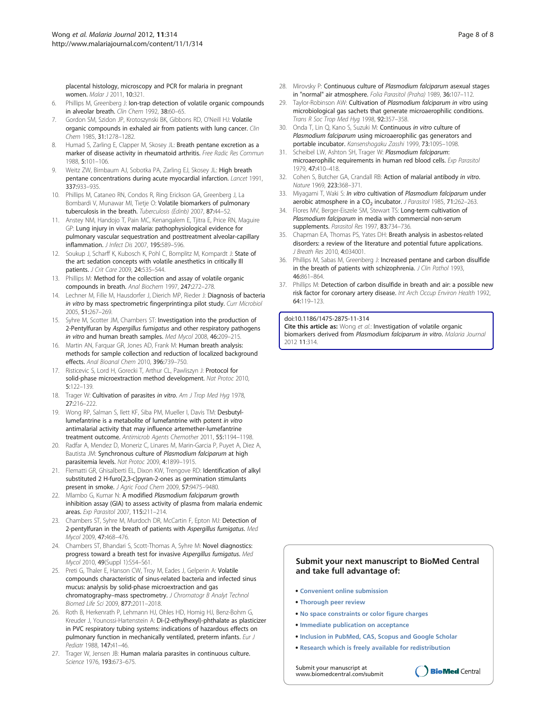placental histology, microscopy and PCR for malaria in pregnant women. *Malar J* 2011, **10**:321.

6. Phillips M, Greenberg J: **Ion-trap detection of volatile organic compounds in alveolar breath.** *Clin Chem* 1992, **38**:60–65.
7. Gordon SM, Szidon JP, Krotoszynski BK, Gibbons RD, O'Neill HJ: **Volatile organic compounds in exhaled air from patients with lung cancer.** *Clin Chem* 1985, **31**:1278–1282.
8. Humad S, Zarling E, Clapper M, Skosey JL: **Breath pentane excretion as a marker of disease activity in rheumatoid arthritis.** *Free Radic Res Commun* 1988, **5**:101–106.
9. Weitz ZW, Birnbaum AJ, Sobotka PA, Zarling EJ, Skosey JL: **High breath pentane concentrations during acute myocardial infarction.** *Lancet* 1991, **337**:933–935.
10. Phillips M, Cataneo RN, Condos R, Ring Erickson GA, Greenberg J, La Bombardi V, Munawar MI, Tietje O: **Volatile biomarkers of pulmonary tuberculosis in the breath.** *Tuberculosis (Edinb)* 2007, **87**:44–52.
11. Anstey NM, Handojo T, Pain MC, Kenangalem E, Tjitra E, Price RN, Maguire GP: **Lung injury in vivax malaria: pathophysiological evidence for pulmonary vascular sequestration and posttreatment alveolar-capillary inflammation.** *J Infect Dis* 2007, **195**:589–596.
12. Soukup J, Scharff K, Kubosch K, Pohl C, Bomplitz M, Kompardt J: **State of the art: sedation concepts with volatile anesthetics in critically Ill patients.** *J Crit Care* 2009, **24**:535–544.
13. Phillips M: **Method for the collection and assay of volatile organic compounds in breath.** *Anal Biochem* 1997, **247**:272–278.
14. Lechner M, Fille M, Hausdorfer J, Dierich MP, Rieder J: **Diagnosis of bacteria *in vitro* by mass spectrometric fingerprinting:a pilot study.** *Curr Microbiol* 2005, **51**:267–269.
15. Syhre M, Scotter JM, Chambers ST: **Investigation into the production of 2-Pentylfuran by *Aspergillus fumigatus* and other respiratory pathogens *in vitro* and human breath samples.** *Med Mycol* 2008, **46**:209–215.
16. Martin AN, Farquar GR, Jones AD, Frank M: **Human breath analysis: methods for sample collection and reduction of localized background effects.** *Anal Bioanal Chem* 2010, **396**:739–750.
17. Risticevic S, Lord H, Gorecki T, Arthur CL, Pawliszyn J: **Protocol for solid-phase microextraction method development.** *Nat Protoc* 2010, **5**:122–139.
18. Trager W: **Cultivation of parasites *in vitro*.** *Am J Trop Med Hyg* 1978, **27**:216–222.
19. Wong RP, Salman S, Ilett KF, Siba PM, Mueller I, Davis TM: **Desbutyl-lumefantrine is a metabolite of lumefantrine with potent *in vitro* antimalarial activity that may influence artemether-lumefantrine treatment outcome.** *Antimicrob Agents Chemother* 2011, **55**:1194–1198.
20. Radfar A, Mendez D, Moneriz C, Linares M, Marin-Garcia P, Puyet A, Diez A, Bautista JM: **Synchronous culture of *Plasmodium falciparum* at high parasitemia levels.** *Nat Protoc* 2009, **4**:1899–1915.
21. Flematti GR, Ghisalberti EL, Dixon KW, Trengove RD: **Identification of alkyl substituted 2 H-furo[2,3-c]pyran-2-ones as germination stimulants present in smoke.** *J Agric Food Chem* 2009, **57**:9475–9480.
22. Mlambo G, Kumar N: **A modified *Plasmodium falciparum* growth inhibition assay (GIA) to assess activity of plasma from malaria endemic areas.** *Exp Parasitol* 2007, **115**:211–214.
23. Chambers ST, Syhre M, Murdoch DR, McCartin F, Epton MJ: **Detection of 2-pentylfuran in the breath of patients with *Aspergillus fumigatus*.** *Med Mycol* 2009, **47**:468–476.
24. Chambers ST, Bhandari S, Scott-Thomas A, Syhre M: **Novel diagnostics: progress toward a breath test for invasive *Aspergillus fumigatus*.** *Med Mycol* 2010, **49**(Suppl 1):S54–S61.
25. Preti G, Thaler E, Hanson CW, Troy M, Eades J, Gelperin A: **Volatile compounds characteristic of sinus-related bacteria and infected sinus mucus: analysis by solid-phase microextraction and gas chromatography–mass spectrometry.** *J Chromatogr B Analyt Technol Biomed Life Sci* 2009, **877**:2011–2018.
26. Roth B, Herkenrath P, Lehmann HJ, Ohles HD, Homig HJ, Benz-Bohm G, Kreuder J, Younossi-Hartenstein A: **Di-(2-ethylhexyl)-phthalate as plasticizer in PVC respiratory tubing systems: indications of hazardous effects on pulmonary function in mechanically ventilated, preterm infants.** *Eur J Pediatr* 1988, **147**:41–46.
27. Trager W, Jensen JB: **Human malaria parasites in continuous culture.** *Science* 1976, **193**:673–675.
28. Mirovsky P: **Continuous culture of *Plasmodium falciparum* asexual stages in "normal" air atmosphere.** *Folia Parasitol (Praha)* 1989, **36**:107–112.
29. Taylor-Robinson AW: **Cultivation of *Plasmodium falciparum in vitro* using microbiological gas sachets that generate microaerophilic conditions.** *Trans R Soc Trop Med Hyg* 1998, **92**:357–358.
30. Onda T, Lin Q, Kano S, Suzuki M: **Continuous *in vitro* culture of *Plasmodium falciparum* using microaerophilic gas generators and portable incubator.** *Kansenshogaku Zasshi* 1999, **73**:1095–1098.
31. Scheibel LW, Ashton SH, Trager W: ***Plasmodium falciparum*: microaerophilic requirements in human red blood cells.** *Exp Parasitol* 1979, **47**:410–418.
32. Cohen S, Butcher GA, Crandall RB: **Action of malarial antibody *in vitro*.** *Nature* 1969, **223**:368–371.
33. Miyagami T, Waki S: ***In vitro* cultivation of *Plasmodium falciparum* under aerobic atmosphere in a $CO_2$ incubator.** *J Parasitol* 1985, **71**:262–263.
34. Flores MV, Berger-Eiszele SM, Stewart TS: **Long-term cultivation of *Plasmodium falciparum* in media with commercial non-serum supplements.** *Parasitol Res* 1997, **83**:734–736.
35. Chapman EA, Thomas PS, Yates DH: **Breath analysis in asbestos-related disorders: a review of the literature and potential future applications.** *J Breath Res* 2010, **4**:034001.
36. Phillips M, Sabas M, Greenberg J: **Increased pentane and carbon disulfide in the breath of patients with schizophrenia.** *J Clin Pathol* 1993, **46**:861–864.
37. Phillips M: **Detection of carbon disulfide in breath and air: a possible new risk factor for coronary artery disease.** *Int Arch Occup Environ Health* 1992, **64**:119–123.

doi:10.1186/1475-2875-11-314
**Cite this article as:** Wong *et al.*: Investigation of volatile organic biomarkers derived from *Plasmodium falciparum in vitro*. *Malaria Journal* 2012 **11**:314.

**Submit your next manuscript to BioMed Central and take full advantage of:**

- **Convenient online submission**
- **Thorough peer review**
- **No space constraints or color figure charges**
- **Immediate publication on acceptance**
- **Inclusion in PubMed, CAS, Scopus and Google Scholar**
- **Research which is freely available for redistribution**

Submit your manuscript at
www.biomedcentral.com/submit